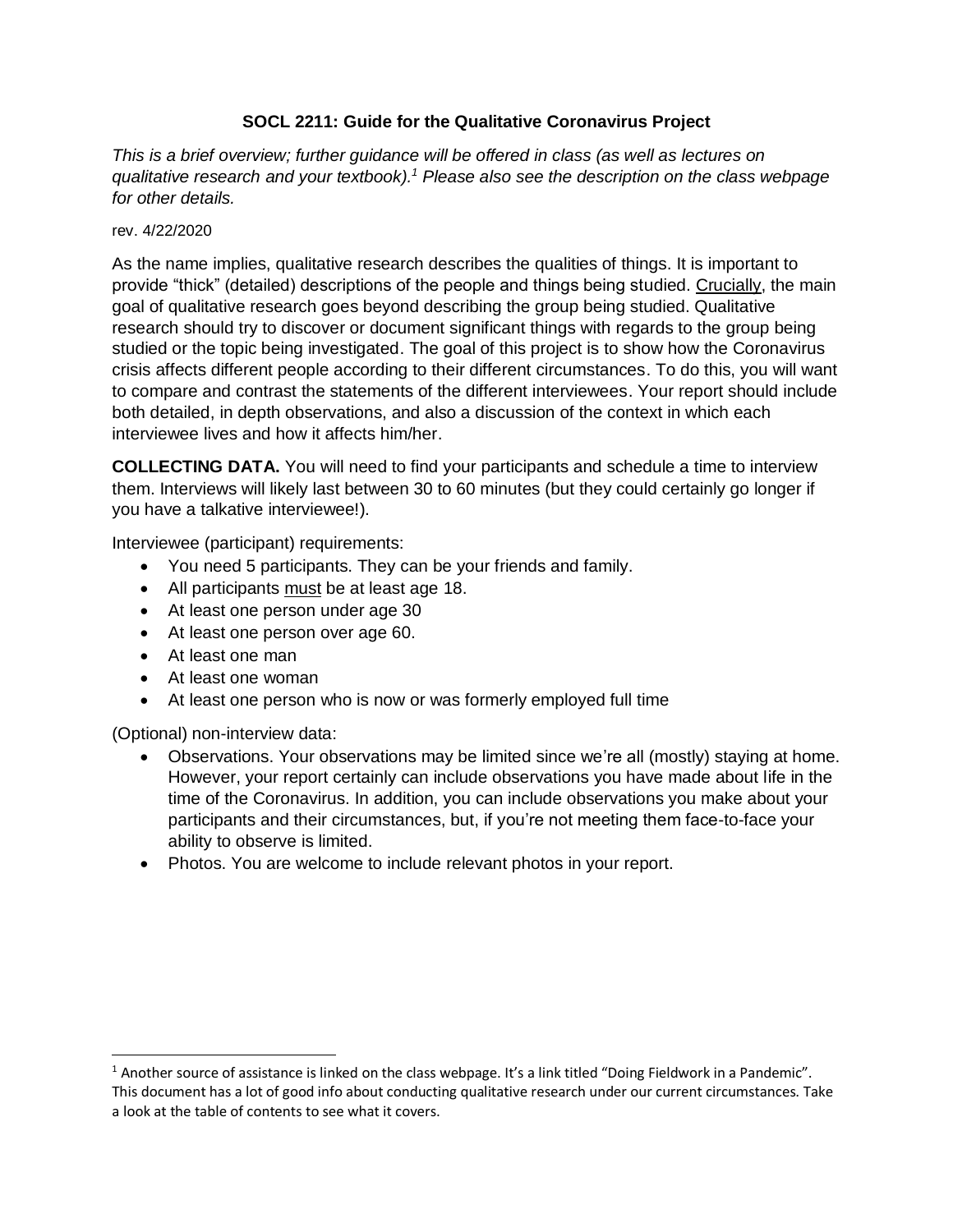# SOCL 2211: Guide for the Qualitative Coronavirus Project

*This is a brief overview; further guidance will be offered in class (as well as lectures on qualitative research and your textbook).[1] Please also see the description on the class webpage for other details.*

rev. 4/22/2020

As the name implies, qualitative research describes the qualities of things. It is important to provide "thick" (detailed) descriptions of the people and things being studied. Crucially, the main goal of qualitative research goes beyond describing the group being studied. Qualitative research should try to discover or document significant things with regards to the group being studied or the topic being investigated. The goal of this project is to show how the Coronavirus crisis affects different people according to their different circumstances. To do this, you will want to compare and contrast the statements of the different interviewees. Your report should include both detailed, in depth observations, and also a discussion of the context in which each interviewee lives and how it affects him/her.

**COLLECTING DATA.** You will need to find your participants and schedule a time to interview them. Interviews will likely last between 30 to 60 minutes (but they could certainly go longer if you have a talkative interviewee!).

Interviewee (participant) requirements:

- You need 5 participants. They can be your friends and family.
- All participants must be at least age 18.
- At least one person under age 30
- At least one person over age 60.
- At least one man
- At least one woman
- At least one person who is now or was formerly employed full time

(Optional) non-interview data:

- Observations. Your observations may be limited since we're all (mostly) staying at home. However, your report certainly can include observations you have made about life in the time of the Coronavirus. In addition, you can include observations you make about your participants and their circumstances, but, if you're not meeting them face-to-face your ability to observe is limited.
- Photos. You are welcome to include relevant photos in your report.

---

[1] Another source of assistance is linked on the class webpage. It's a link titled "Doing Fieldwork in a Pandemic". This document has a lot of good info about conducting qualitative research under our current circumstances. Take a look at the table of contents to see what it covers.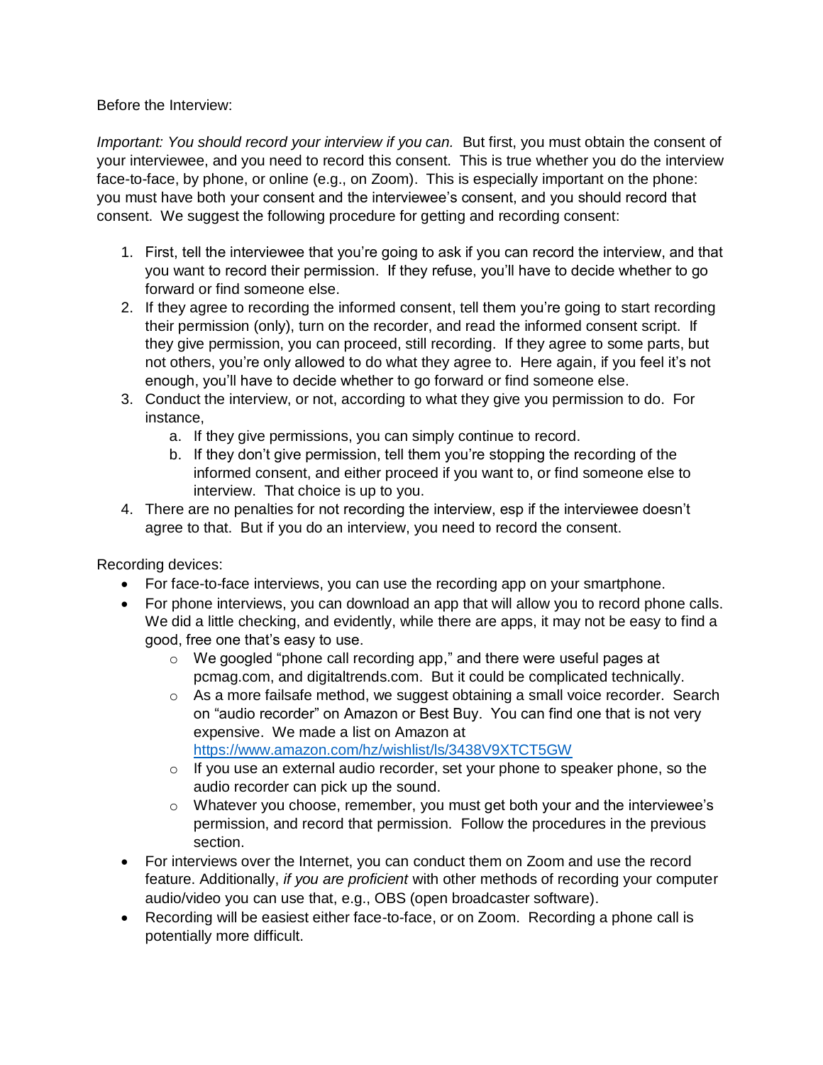Before the Interview:

*Important: You should record your interview if you can.* But first, you must obtain the consent of your interviewee, and you need to record this consent. This is true whether you do the interview face-to-face, by phone, or online (e.g., on Zoom). This is especially important on the phone: you must have both your consent and the interviewee's consent, and you should record that consent. We suggest the following procedure for getting and recording consent:

1. First, tell the interviewee that you're going to ask if you can record the interview, and that you want to record their permission. If they refuse, you'll have to decide whether to go forward or find someone else.
2. If they agree to recording the informed consent, tell them you're going to start recording their permission (only), turn on the recorder, and read the informed consent script. If they give permission, you can proceed, still recording. If they agree to some parts, but not others, you're only allowed to do what they agree to. Here again, if you feel it's not enough, you'll have to decide whether to go forward or find someone else.
3. Conduct the interview, or not, according to what they give you permission to do. For instance,
   a. If they give permissions, you can simply continue to record.
   b. If they don't give permission, tell them you're stopping the recording of the informed consent, and either proceed if you want to, or find someone else to interview. That choice is up to you.
4. There are no penalties for not recording the interview, esp if the interviewee doesn't agree to that. But if you do an interview, you need to record the consent.

Recording devices:

- For face-to-face interviews, you can use the recording app on your smartphone.
- For phone interviews, you can download an app that will allow you to record phone calls. We did a little checking, and evidently, while there are apps, it may not be easy to find a good, free one that's easy to use.
  - We googled "phone call recording app," and there were useful pages at pcmag.com, and digitaltrends.com. But it could be complicated technically.
  - As a more failsafe method, we suggest obtaining a small voice recorder. Search on "audio recorder" on Amazon or Best Buy. You can find one that is not very expensive. We made a list on Amazon at [https://www.amazon.com/hz/wishlist/ls/3438V9XTCT5GW](https://www.amazon.com/hz/wishlist/ls/3438V9XTCT5GW)
  - If you use an external audio recorder, set your phone to speaker phone, so the audio recorder can pick up the sound.
  - Whatever you choose, remember, you must get both your and the interviewee's permission, and record that permission. Follow the procedures in the previous section.
- For interviews over the Internet, you can conduct them on Zoom and use the record feature. Additionally, *if you are proficient* with other methods of recording your computer audio/video you can use that, e.g., OBS (open broadcaster software).
- Recording will be easiest either face-to-face, or on Zoom. Recording a phone call is potentially more difficult.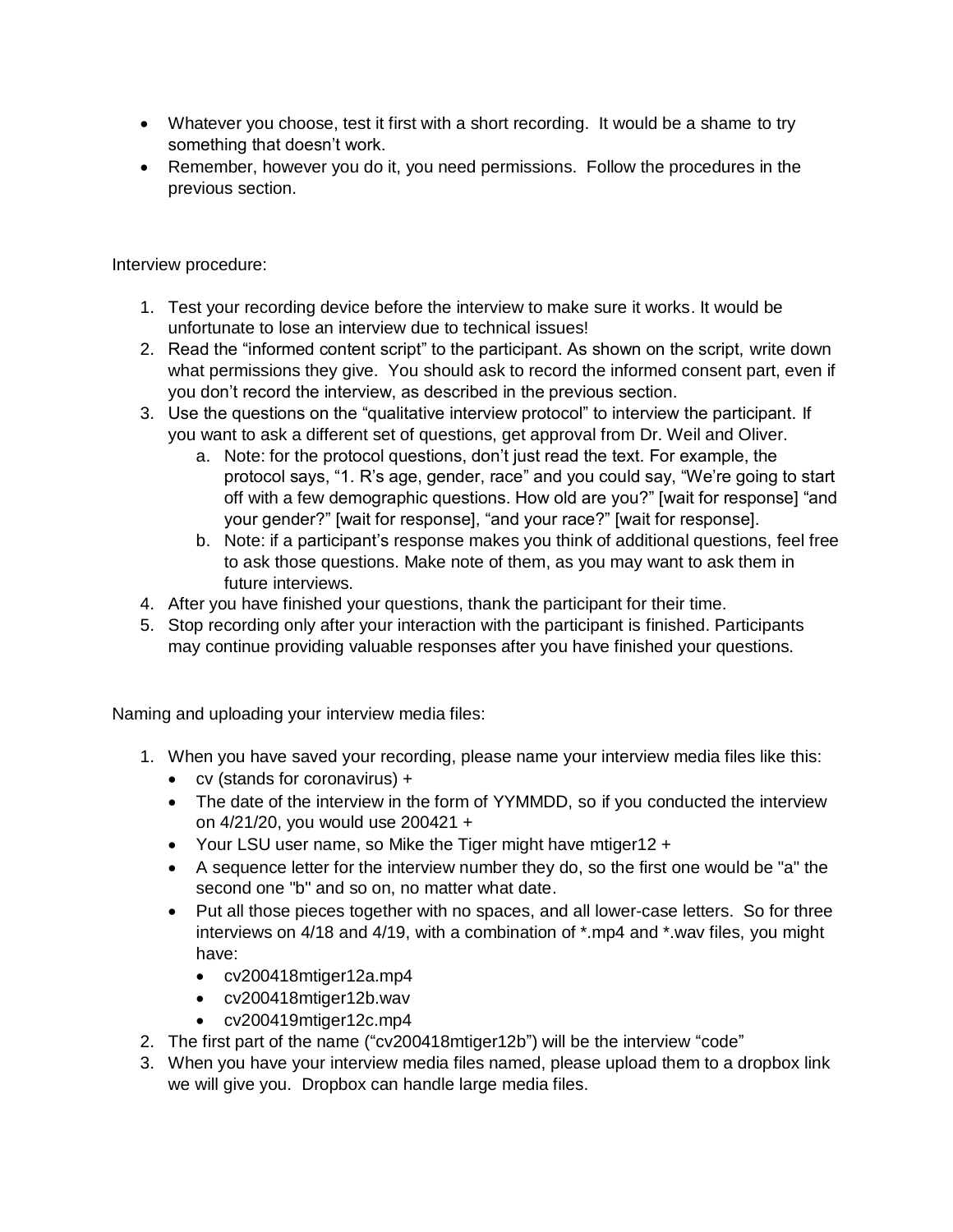- Whatever you choose, test it first with a short recording. It would be a shame to try something that doesn't work.
- Remember, however you do it, you need permissions. Follow the procedures in the previous section.

Interview procedure:

1. Test your recording device before the interview to make sure it works. It would be unfortunate to lose an interview due to technical issues!
2. Read the "informed content script" to the participant. As shown on the script, write down what permissions they give. You should ask to record the informed consent part, even if you don't record the interview, as described in the previous section.
3. Use the questions on the "qualitative interview protocol" to interview the participant. If you want to ask a different set of questions, get approval from Dr. Weil and Oliver.
    a. Note: for the protocol questions, don't just read the text. For example, the protocol says, "1. R's age, gender, race" and you could say, "We're going to start off with a few demographic questions. How old are you?" [wait for response] "and your gender?" [wait for response], "and your race?" [wait for response].
    b. Note: if a participant's response makes you think of additional questions, feel free to ask those questions. Make note of them, as you may want to ask them in future interviews.
4. After you have finished your questions, thank the participant for their time.
5. Stop recording only after your interaction with the participant is finished. Participants may continue providing valuable responses after you have finished your questions.

Naming and uploading your interview media files:

1. When you have saved your recording, please name your interview media files like this:
    - cv (stands for coronavirus) +
    - The date of the interview in the form of YYMMDD, so if you conducted the interview on 4/21/20, you would use 200421 +
    - Your LSU user name, so Mike the Tiger might have mtiger12 +
    - A sequence letter for the interview number they do, so the first one would be "a" the second one "b" and so on, no matter what date.
    - Put all those pieces together with no spaces, and all lower-case letters. So for three interviews on 4/18 and 4/19, with a combination of *.mp4 and *.wav files, you might have:
        - cv200418mtiger12a.mp4
        - cv200418mtiger12b.wav
        - cv200419mtiger12c.mp4
2. The first part of the name ("cv200418mtiger12b") will be the interview "code"
3. When you have your interview media files named, please upload them to a dropbox link we will give you. Dropbox can handle large media files.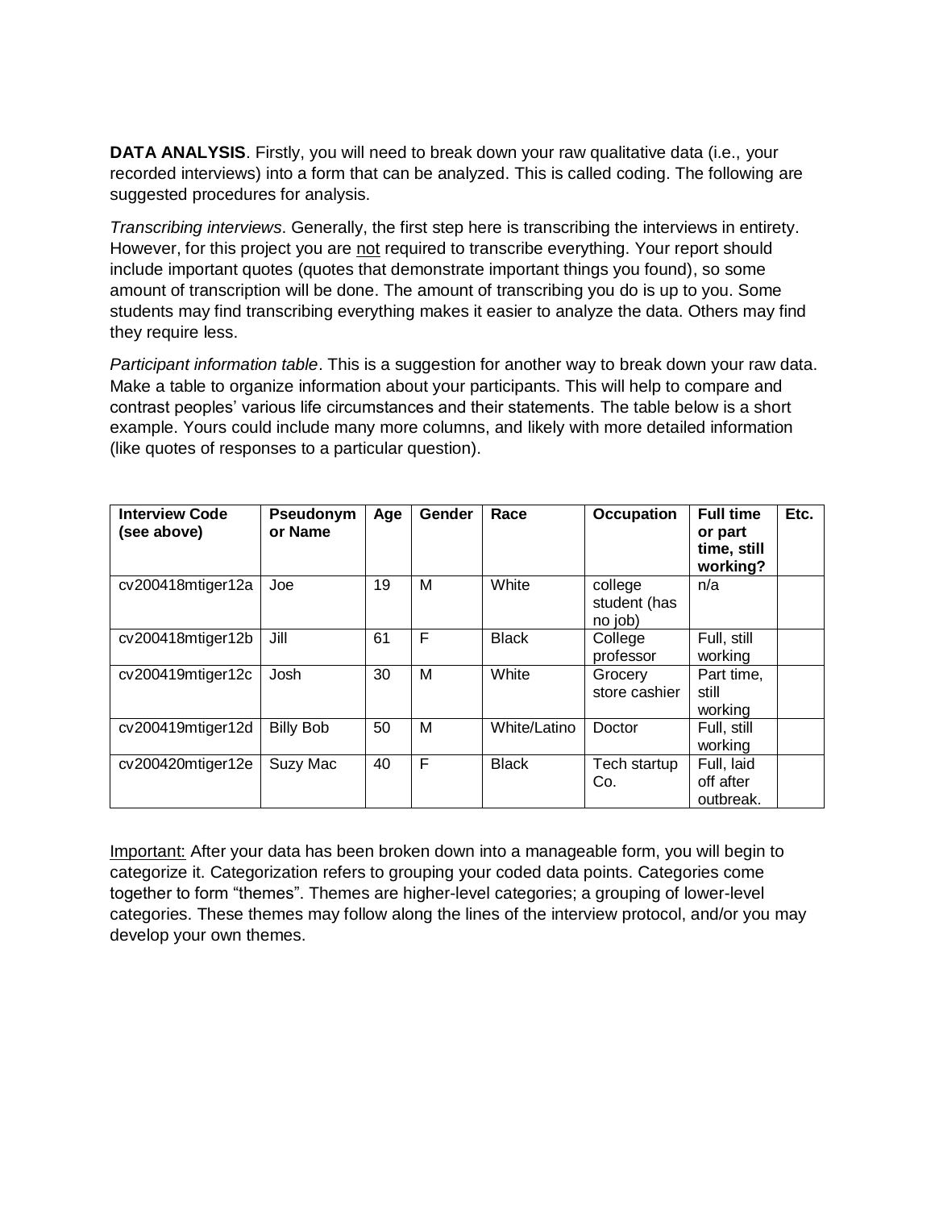**DATA ANALYSIS**. Firstly, you will need to break down your raw qualitative data (i.e., your recorded interviews) into a form that can be analyzed. This is called coding. The following are suggested procedures for analysis.

*Transcribing interviews*. Generally, the first step here is transcribing the interviews in entirety. However, for this project you are not required to transcribe everything. Your report should include important quotes (quotes that demonstrate important things you found), so some amount of transcription will be done. The amount of transcribing you do is up to you. Some students may find transcribing everything makes it easier to analyze the data. Others may find they require less.

*Participant information table*. This is a suggestion for another way to break down your raw data. Make a table to organize information about your participants. This will help to compare and contrast peoples' various life circumstances and their statements. The table below is a short example. Yours could include many more columns, and likely with more detailed information (like quotes of responses to a particular question).

| **Interview Code (see above)** | **Pseudonym or Name** | **Age** | **Gender** | **Race** | **Occupation** | **Full time or part time, still working?** | **Etc.** |
|---|---|---|---|---|---|---|---|
| cv200418mtiger12a | Joe | 19 | M | White | college student (has no job) | n/a | |
| cv200418mtiger12b | Jill | 61 | F | Black | College professor | Full, still working | |
| cv200419mtiger12c | Josh | 30 | M | White | Grocery store cashier | Part time, still working | |
| cv200419mtiger12d | Billy Bob | 50 | M | White/Latino | Doctor | Full, still working | |
| cv200420mtiger12e | Suzy Mac | 40 | F | Black | Tech startup Co. | Full, laid off after outbreak. | |

Important: After your data has been broken down into a manageable form, you will begin to categorize it. Categorization refers to grouping your coded data points. Categories come together to form "themes". Themes are higher-level categories; a grouping of lower-level categories. These themes may follow along the lines of the interview protocol, and/or you may develop your own themes.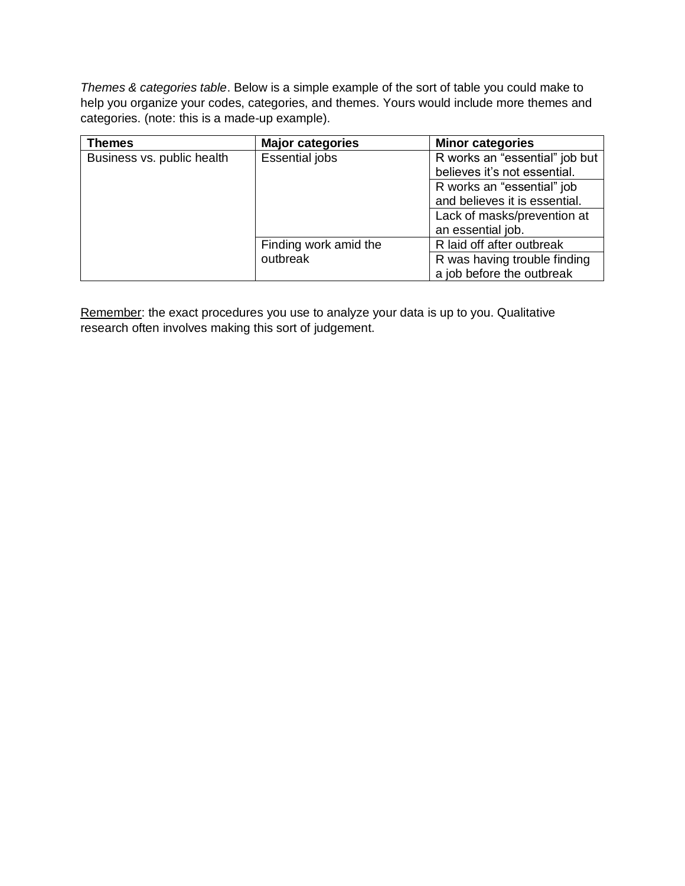*Themes & categories table*. Below is a simple example of the sort of table you could make to help you organize your codes, categories, and themes. Yours would include more themes and categories. (note: this is a made-up example).

| **Themes** | **Major categories** | **Minor categories** |
|---|---|---|
| Business vs. public health | Essential jobs | R works an “essential” job but believes it’s not essential. |
| | | R works an “essential” job and believes it is essential. |
| | | Lack of masks/prevention at an essential job. |
| | Finding work amid the outbreak | R laid off after outbreak |
| | | R was having trouble finding a job before the outbreak |

<u>Remember</u>: the exact procedures you use to analyze your data is up to you. Qualitative research often involves making this sort of judgement.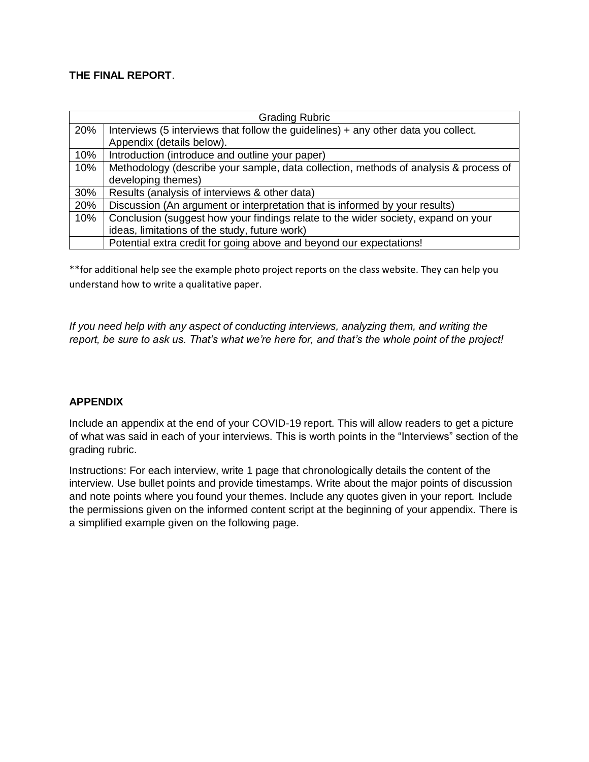**THE FINAL REPORT**.

| Grading Rubric | |
|---|---|
| 20% | Interviews (5 interviews that follow the guidelines) + any other data you collect. Appendix (details below). |
| 10% | Introduction (introduce and outline your paper) |
| 10% | Methodology (describe your sample, data collection, methods of analysis & process of developing themes) |
| 30% | Results (analysis of interviews & other data) |
| 20% | Discussion (An argument or interpretation that is informed by your results) |
| 10% | Conclusion (suggest how your findings relate to the wider society, expand on your ideas, limitations of the study, future work) |
| | Potential extra credit for going above and beyond our expectations! |

**for additional help see the example photo project reports on the class website. They can help you understand how to write a qualitative paper.

*If you need help with any aspect of conducting interviews, analyzing them, and writing the report, be sure to ask us. That's what we're here for, and that's the whole point of the project!*

**APPENDIX**

Include an appendix at the end of your COVID-19 report. This will allow readers to get a picture of what was said in each of your interviews. This is worth points in the "Interviews" section of the grading rubric.

Instructions: For each interview, write 1 page that chronologically details the content of the interview. Use bullet points and provide timestamps. Write about the major points of discussion and note points where you found your themes. Include any quotes given in your report. Include the permissions given on the informed content script at the beginning of your appendix. There is a simplified example given on the following page.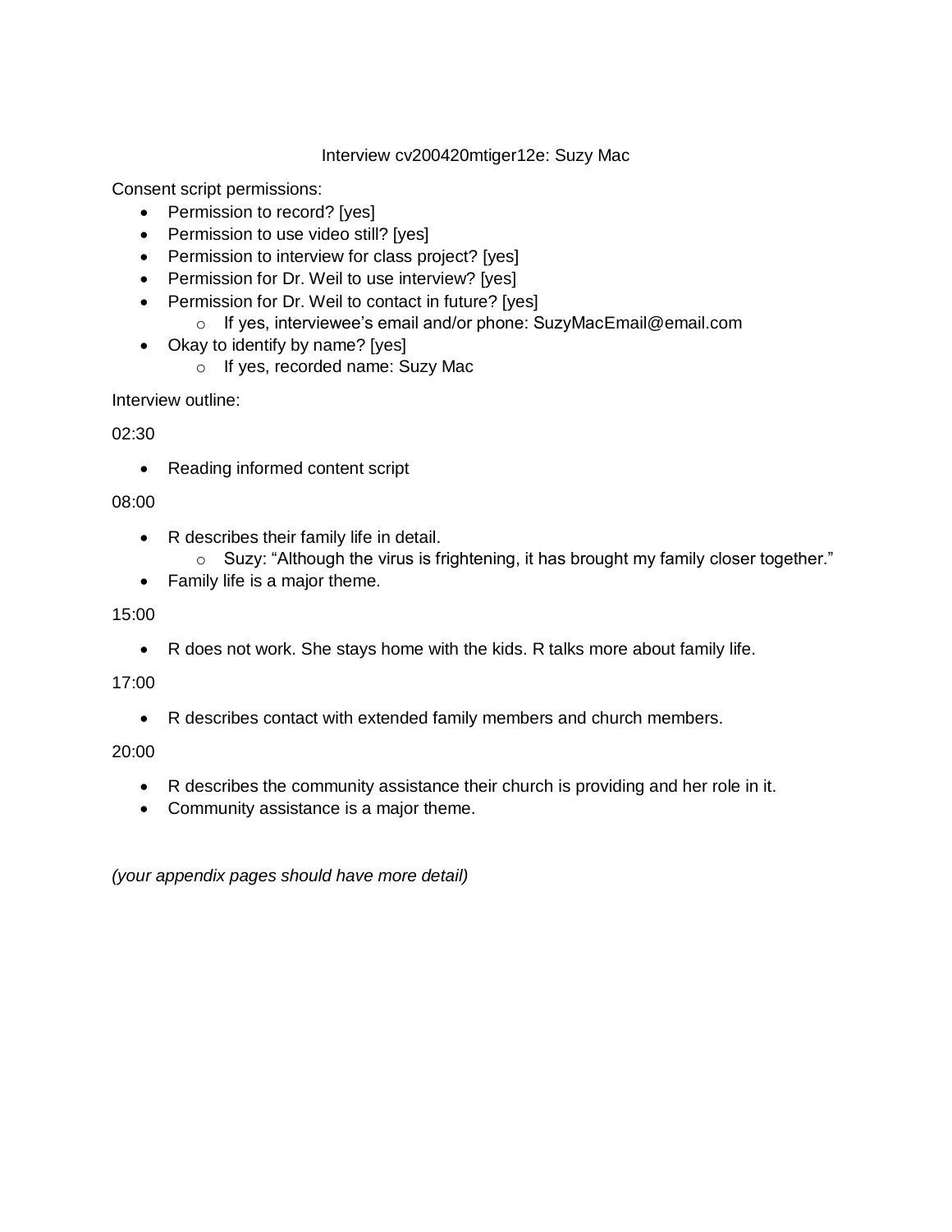Interview cv200420mtiger12e: Suzy Mac

Consent script permissions:

- Permission to record? [yes]
- Permission to use video still? [yes]
- Permission to interview for class project? [yes]
- Permission for Dr. Weil to use interview? [yes]
- Permission for Dr. Weil to contact in future? [yes]
    - If yes, interviewee's email and/or phone: SuzyMacEmail@email.com
- Okay to identify by name? [yes]
    - If yes, recorded name: Suzy Mac

Interview outline:

02:30

- Reading informed content script

08:00

- R describes their family life in detail.
    - Suzy: "Although the virus is frightening, it has brought my family closer together."
- Family life is a major theme.

15:00

- R does not work. She stays home with the kids. R talks more about family life.

17:00

- R describes contact with extended family members and church members.

20:00

- R describes the community assistance their church is providing and her role in it.
- Community assistance is a major theme.

*(your appendix pages should have more detail)*